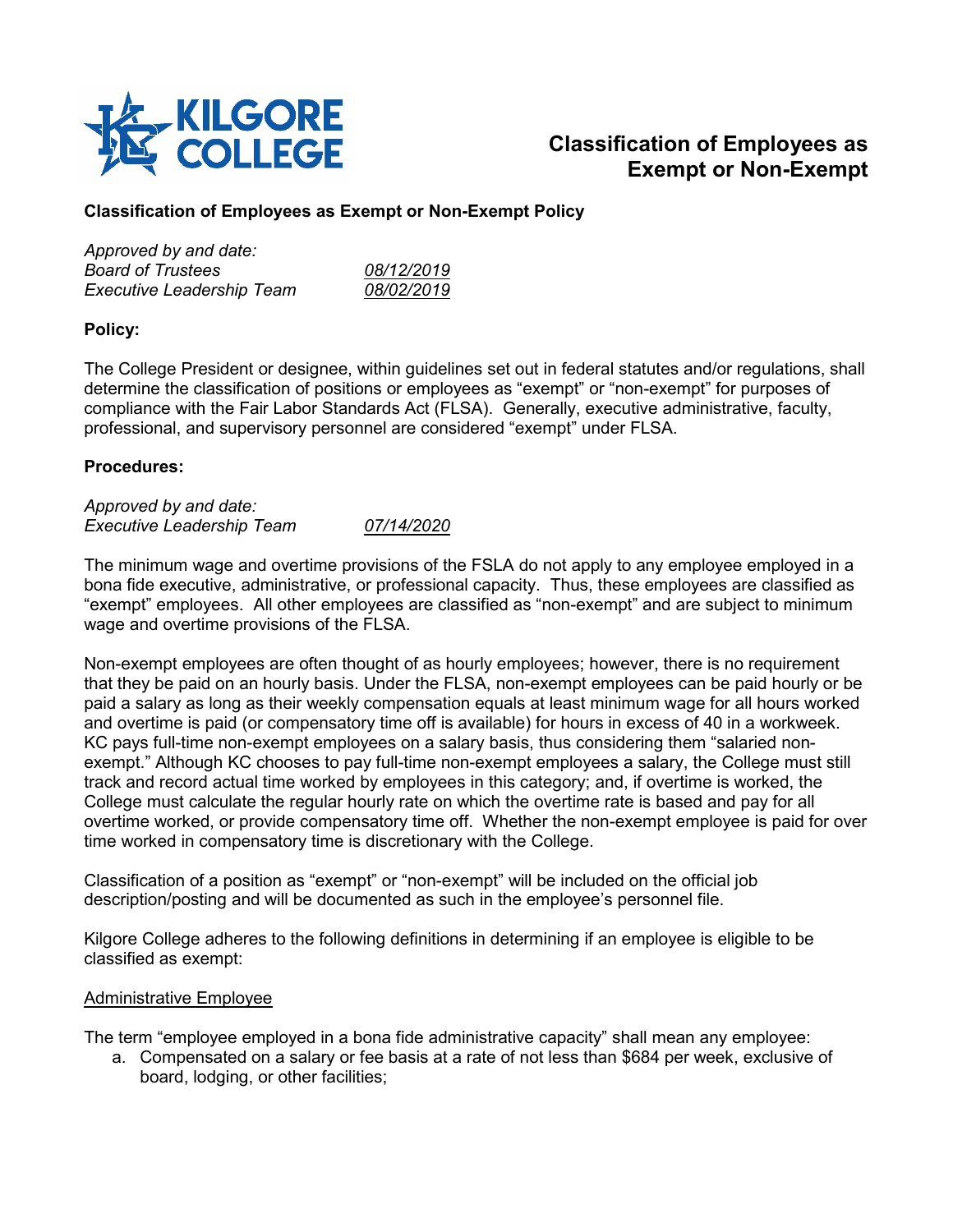# Classification of Employees as Exempt or Non-Exempt

**Classification of Employees as Exempt or Non-Exempt Policy**

*Approved by and date:*
*Board of Trustees* <u>*08/12/2019*</u>
*Executive Leadership Team* <u>*08/02/2019*</u>

**Policy:**

The College President or designee, within guidelines set out in federal statutes and/or regulations, shall determine the classification of positions or employees as "exempt" or "non-exempt" for purposes of compliance with the Fair Labor Standards Act (FLSA). Generally, executive administrative, faculty, professional, and supervisory personnel are considered "exempt" under FLSA.

**Procedures:**

*Approved by and date:*
*Executive Leadership Team* <u>*07/14/2020*</u>

The minimum wage and overtime provisions of the FSLA do not apply to any employee employed in a bona fide executive, administrative, or professional capacity. Thus, these employees are classified as "exempt" employees. All other employees are classified as "non-exempt" and are subject to minimum wage and overtime provisions of the FLSA.

Non-exempt employees are often thought of as hourly employees; however, there is no requirement that they be paid on an hourly basis. Under the FLSA, non-exempt employees can be paid hourly or be paid a salary as long as their weekly compensation equals at least minimum wage for all hours worked and overtime is paid (or compensatory time off is available) for hours in excess of 40 in a workweek. KC pays full-time non-exempt employees on a salary basis, thus considering them "salaried non-exempt." Although KC chooses to pay full-time non-exempt employees a salary, the College must still track and record actual time worked by employees in this category; and, if overtime is worked, the College must calculate the regular hourly rate on which the overtime rate is based and pay for all overtime worked, or provide compensatory time off. Whether the non-exempt employee is paid for over time worked in compensatory time is discretionary with the College.

Classification of a position as "exempt" or "non-exempt" will be included on the official job description/posting and will be documented as such in the employee's personnel file.

Kilgore College adheres to the following definitions in determining if an employee is eligible to be classified as exempt:

<u>Administrative Employee</u>

The term "employee employed in a bona fide administrative capacity" shall mean any employee:

a. Compensated on a salary or fee basis at a rate of not less than $684 per week, exclusive of board, lodging, or other facilities;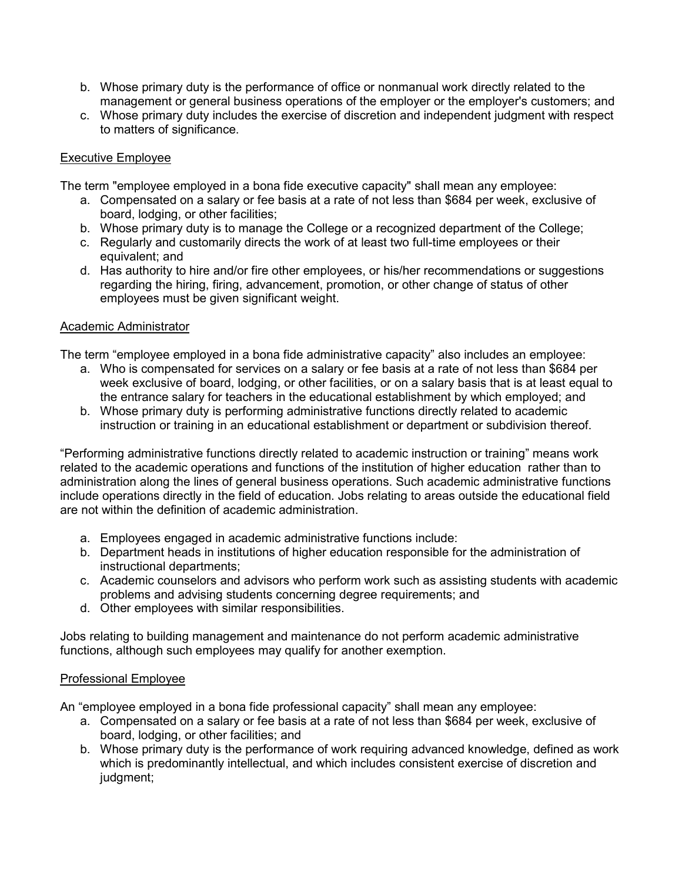b. Whose primary duty is the performance of office or nonmanual work directly related to the management or general business operations of the employer or the employer's customers; and
c. Whose primary duty includes the exercise of discretion and independent judgment with respect to matters of significance.

<u>Executive Employee</u>

The term "employee employed in a bona fide executive capacity" shall mean any employee:

a. Compensated on a salary or fee basis at a rate of not less than $684 per week, exclusive of board, lodging, or other facilities;
b. Whose primary duty is to manage the College or a recognized department of the College;
c. Regularly and customarily directs the work of at least two full-time employees or their equivalent; and
d. Has authority to hire and/or fire other employees, or his/her recommendations or suggestions regarding the hiring, firing, advancement, promotion, or other change of status of other employees must be given significant weight.

<u>Academic Administrator</u>

The term "employee employed in a bona fide administrative capacity" also includes an employee:

a. Who is compensated for services on a salary or fee basis at a rate of not less than $684 per week exclusive of board, lodging, or other facilities, or on a salary basis that is at least equal to the entrance salary for teachers in the educational establishment by which employed; and
b. Whose primary duty is performing administrative functions directly related to academic instruction or training in an educational establishment or department or subdivision thereof.

"Performing administrative functions directly related to academic instruction or training" means work related to the academic operations and functions of the institution of higher education rather than to administration along the lines of general business operations. Such academic administrative functions include operations directly in the field of education. Jobs relating to areas outside the educational field are not within the definition of academic administration.

a. Employees engaged in academic administrative functions include:
b. Department heads in institutions of higher education responsible for the administration of instructional departments;
c. Academic counselors and advisors who perform work such as assisting students with academic problems and advising students concerning degree requirements; and
d. Other employees with similar responsibilities.

Jobs relating to building management and maintenance do not perform academic administrative functions, although such employees may qualify for another exemption.

<u>Professional Employee</u>

An "employee employed in a bona fide professional capacity" shall mean any employee:

a. Compensated on a salary or fee basis at a rate of not less than $684 per week, exclusive of board, lodging, or other facilities; and
b. Whose primary duty is the performance of work requiring advanced knowledge, defined as work which is predominantly intellectual, and which includes consistent exercise of discretion and judgment;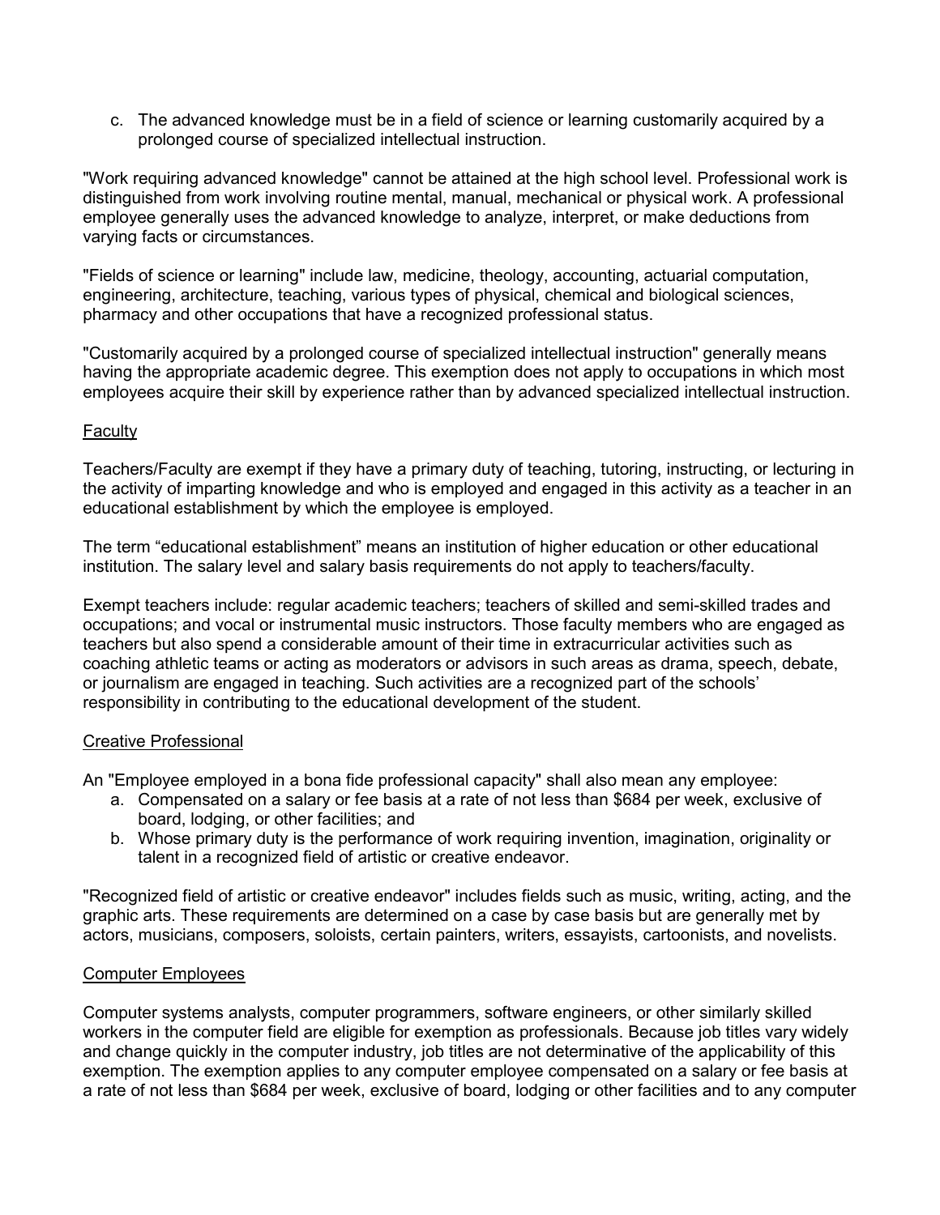c. The advanced knowledge must be in a field of science or learning customarily acquired by a prolonged course of specialized intellectual instruction.

"Work requiring advanced knowledge" cannot be attained at the high school level. Professional work is distinguished from work involving routine mental, manual, mechanical or physical work. A professional employee generally uses the advanced knowledge to analyze, interpret, or make deductions from varying facts or circumstances.

"Fields of science or learning" include law, medicine, theology, accounting, actuarial computation, engineering, architecture, teaching, various types of physical, chemical and biological sciences, pharmacy and other occupations that have a recognized professional status.

"Customarily acquired by a prolonged course of specialized intellectual instruction" generally means having the appropriate academic degree. This exemption does not apply to occupations in which most employees acquire their skill by experience rather than by advanced specialized intellectual instruction.

<u>Faculty</u>

Teachers/Faculty are exempt if they have a primary duty of teaching, tutoring, instructing, or lecturing in the activity of imparting knowledge and who is employed and engaged in this activity as a teacher in an educational establishment by which the employee is employed.

The term “educational establishment” means an institution of higher education or other educational institution. The salary level and salary basis requirements do not apply to teachers/faculty.

Exempt teachers include: regular academic teachers; teachers of skilled and semi-skilled trades and occupations; and vocal or instrumental music instructors. Those faculty members who are engaged as teachers but also spend a considerable amount of their time in extracurricular activities such as coaching athletic teams or acting as moderators or advisors in such areas as drama, speech, debate, or journalism are engaged in teaching. Such activities are a recognized part of the schools’ responsibility in contributing to the educational development of the student.

<u>Creative Professional</u>

An "Employee employed in a bona fide professional capacity" shall also mean any employee:

a. Compensated on a salary or fee basis at a rate of not less than $684 per week, exclusive of board, lodging, or other facilities; and
b. Whose primary duty is the performance of work requiring invention, imagination, originality or talent in a recognized field of artistic or creative endeavor.

"Recognized field of artistic or creative endeavor" includes fields such as music, writing, acting, and the graphic arts. These requirements are determined on a case by case basis but are generally met by actors, musicians, composers, soloists, certain painters, writers, essayists, cartoonists, and novelists.

<u>Computer Employees</u>

Computer systems analysts, computer programmers, software engineers, or other similarly skilled workers in the computer field are eligible for exemption as professionals. Because job titles vary widely and change quickly in the computer industry, job titles are not determinative of the applicability of this exemption. The exemption applies to any computer employee compensated on a salary or fee basis at a rate of not less than $684 per week, exclusive of board, lodging or other facilities and to any computer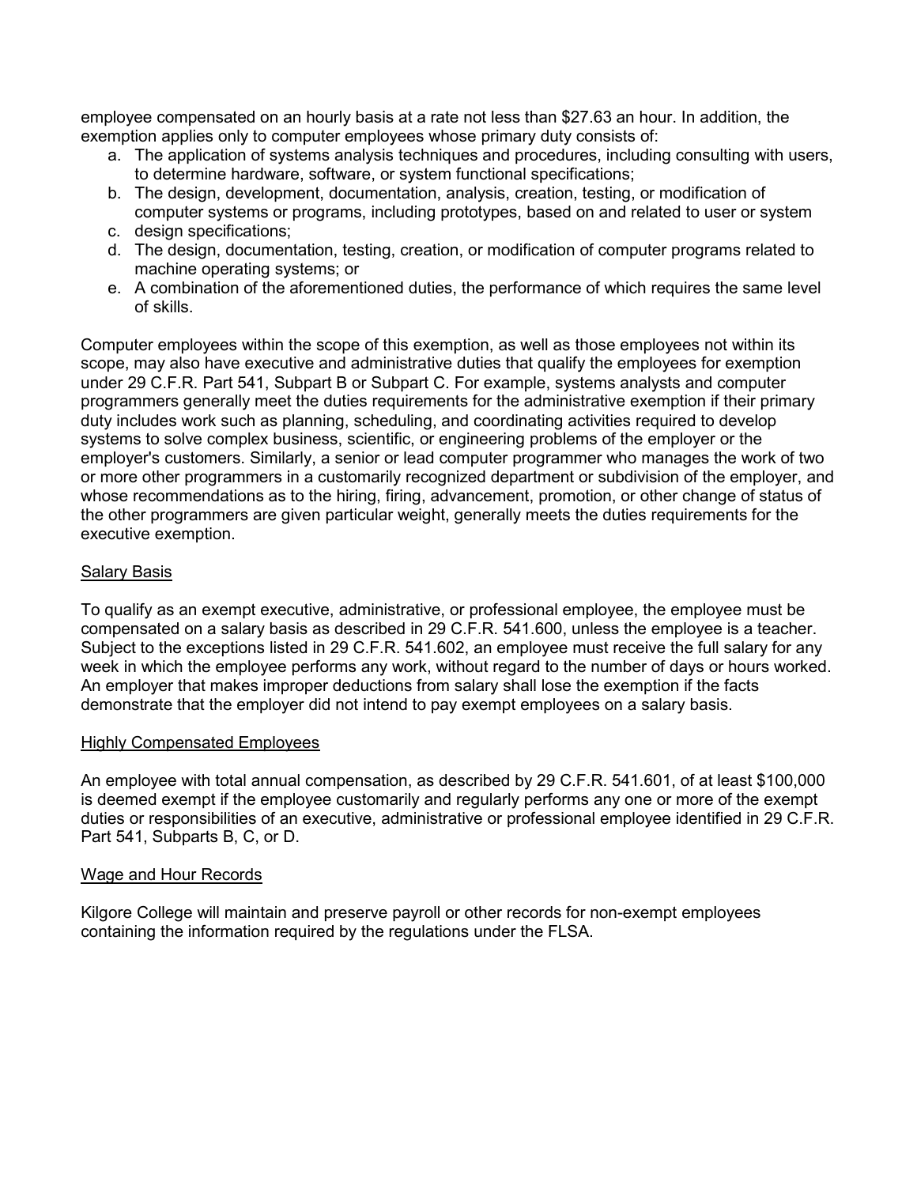employee compensated on an hourly basis at a rate not less than $27.63 an hour. In addition, the exemption applies only to computer employees whose primary duty consists of:

a. The application of systems analysis techniques and procedures, including consulting with users, to determine hardware, software, or system functional specifications;
b. The design, development, documentation, analysis, creation, testing, or modification of computer systems or programs, including prototypes, based on and related to user or system
c. design specifications;
d. The design, documentation, testing, creation, or modification of computer programs related to machine operating systems; or
e. A combination of the aforementioned duties, the performance of which requires the same level of skills.

Computer employees within the scope of this exemption, as well as those employees not within its scope, may also have executive and administrative duties that qualify the employees for exemption under 29 C.F.R. Part 541, Subpart B or Subpart C. For example, systems analysts and computer programmers generally meet the duties requirements for the administrative exemption if their primary duty includes work such as planning, scheduling, and coordinating activities required to develop systems to solve complex business, scientific, or engineering problems of the employer or the employer's customers. Similarly, a senior or lead computer programmer who manages the work of two or more other programmers in a customarily recognized department or subdivision of the employer, and whose recommendations as to the hiring, firing, advancement, promotion, or other change of status of the other programmers are given particular weight, generally meets the duties requirements for the executive exemption.

<u>Salary Basis</u>

To qualify as an exempt executive, administrative, or professional employee, the employee must be compensated on a salary basis as described in 29 C.F.R. 541.600, unless the employee is a teacher. Subject to the exceptions listed in 29 C.F.R. 541.602, an employee must receive the full salary for any week in which the employee performs any work, without regard to the number of days or hours worked. An employer that makes improper deductions from salary shall lose the exemption if the facts demonstrate that the employer did not intend to pay exempt employees on a salary basis.

<u>Highly Compensated Employees</u>

An employee with total annual compensation, as described by 29 C.F.R. 541.601, of at least $100,000 is deemed exempt if the employee customarily and regularly performs any one or more of the exempt duties or responsibilities of an executive, administrative or professional employee identified in 29 C.F.R. Part 541, Subparts B, C, or D.

<u>Wage and Hour Records</u>

Kilgore College will maintain and preserve payroll or other records for non-exempt employees containing the information required by the regulations under the FLSA.